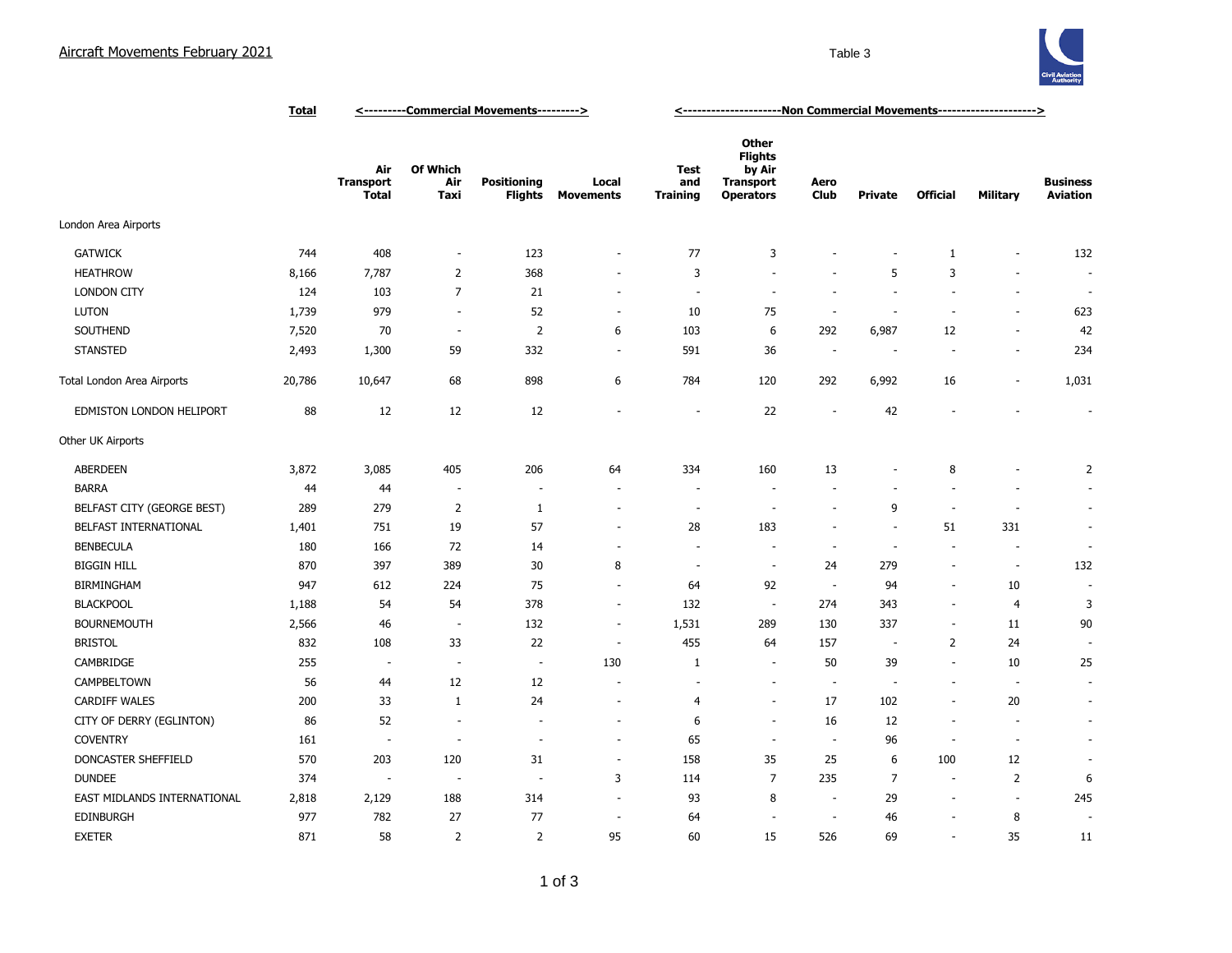## Aircraft Movements February 2021

Table 3

| | Total | <---------Commercial Movements---------> | | | | <---------------------Non Commercial Movements---------------------> | | | | | | |
|---|---|---|---|---|---|---|---|---|---|---|---|---|
| | | Air Transport Total | Of Which Air Taxi | Positioning Flights | Local Movements | Test and Training | Other Flights by Air Transport Operators | Aero Club | Private | Official | Military | Business Aviation |
| London Area Airports | | | | | | | | | | | | |
| GATWICK | 744 | 408 | - | 123 | - | 77 | 3 | - | - | 1 | - | 132 |
| HEATHROW | 8,166 | 7,787 | 2 | 368 | - | 3 | - | - | 5 | 3 | - | - |
| LONDON CITY | 124 | 103 | 7 | 21 | - | - | - | - | - | - | - | - |
| LUTON | 1,739 | 979 | - | 52 | - | 10 | 75 | - | - | - | - | 623 |
| SOUTHEND | 7,520 | 70 | - | 2 | 6 | 103 | 6 | 292 | 6,987 | 12 | - | 42 |
| STANSTED | 2,493 | 1,300 | 59 | 332 | - | 591 | 36 | - | - | - | - | 234 |
| Total London Area Airports | 20,786 | 10,647 | 68 | 898 | 6 | 784 | 120 | 292 | 6,992 | 16 | - | 1,031 |
| EDMISTON LONDON HELIPORT | 88 | 12 | 12 | 12 | - | - | 22 | - | 42 | - | - | - |
| Other UK Airports | | | | | | | | | | | | |
| ABERDEEN | 3,872 | 3,085 | 405 | 206 | 64 | 334 | 160 | 13 | - | 8 | - | 2 |
| BARRA | 44 | 44 | - | - | - | - | - | - | - | - | - | - |
| BELFAST CITY (GEORGE BEST) | 289 | 279 | 2 | 1 | - | - | - | - | 9 | - | - | - |
| BELFAST INTERNATIONAL | 1,401 | 751 | 19 | 57 | - | 28 | 183 | - | - | 51 | 331 | - |
| BENBECULA | 180 | 166 | 72 | 14 | - | - | - | - | - | - | - | - |
| BIGGIN HILL | 870 | 397 | 389 | 30 | 8 | - | - | 24 | 279 | - | - | 132 |
| BIRMINGHAM | 947 | 612 | 224 | 75 | - | 64 | 92 | - | 94 | - | 10 | - |
| BLACKPOOL | 1,188 | 54 | 54 | 378 | - | 132 | - | 274 | 343 | - | 4 | 3 |
| BOURNEMOUTH | 2,566 | 46 | - | 132 | - | 1,531 | 289 | 130 | 337 | - | 11 | 90 |
| BRISTOL | 832 | 108 | 33 | 22 | - | 455 | 64 | 157 | - | 2 | 24 | - |
| CAMBRIDGE | 255 | - | - | - | 130 | 1 | - | 50 | 39 | - | 10 | 25 |
| CAMPBELTOWN | 56 | 44 | 12 | 12 | - | - | - | - | - | - | - | - |
| CARDIFF WALES | 200 | 33 | 1 | 24 | - | 4 | - | 17 | 102 | - | 20 | - |
| CITY OF DERRY (EGLINTON) | 86 | 52 | - | - | - | 6 | - | 16 | 12 | - | - | - |
| COVENTRY | 161 | - | - | - | - | 65 | - | - | 96 | - | - | - |
| DONCASTER SHEFFIELD | 570 | 203 | 120 | 31 | - | 158 | 35 | 25 | 6 | 100 | 12 | - |
| DUNDEE | 374 | - | - | - | 3 | 114 | 7 | 235 | 7 | - | 2 | 6 |
| EAST MIDLANDS INTERNATIONAL | 2,818 | 2,129 | 188 | 314 | - | 93 | 8 | - | 29 | - | - | 245 |
| EDINBURGH | 977 | 782 | 27 | 77 | - | 64 | - | - | 46 | - | 8 | - |
| EXETER | 871 | 58 | 2 | 2 | 95 | 60 | 15 | 526 | 69 | - | 35 | 11 |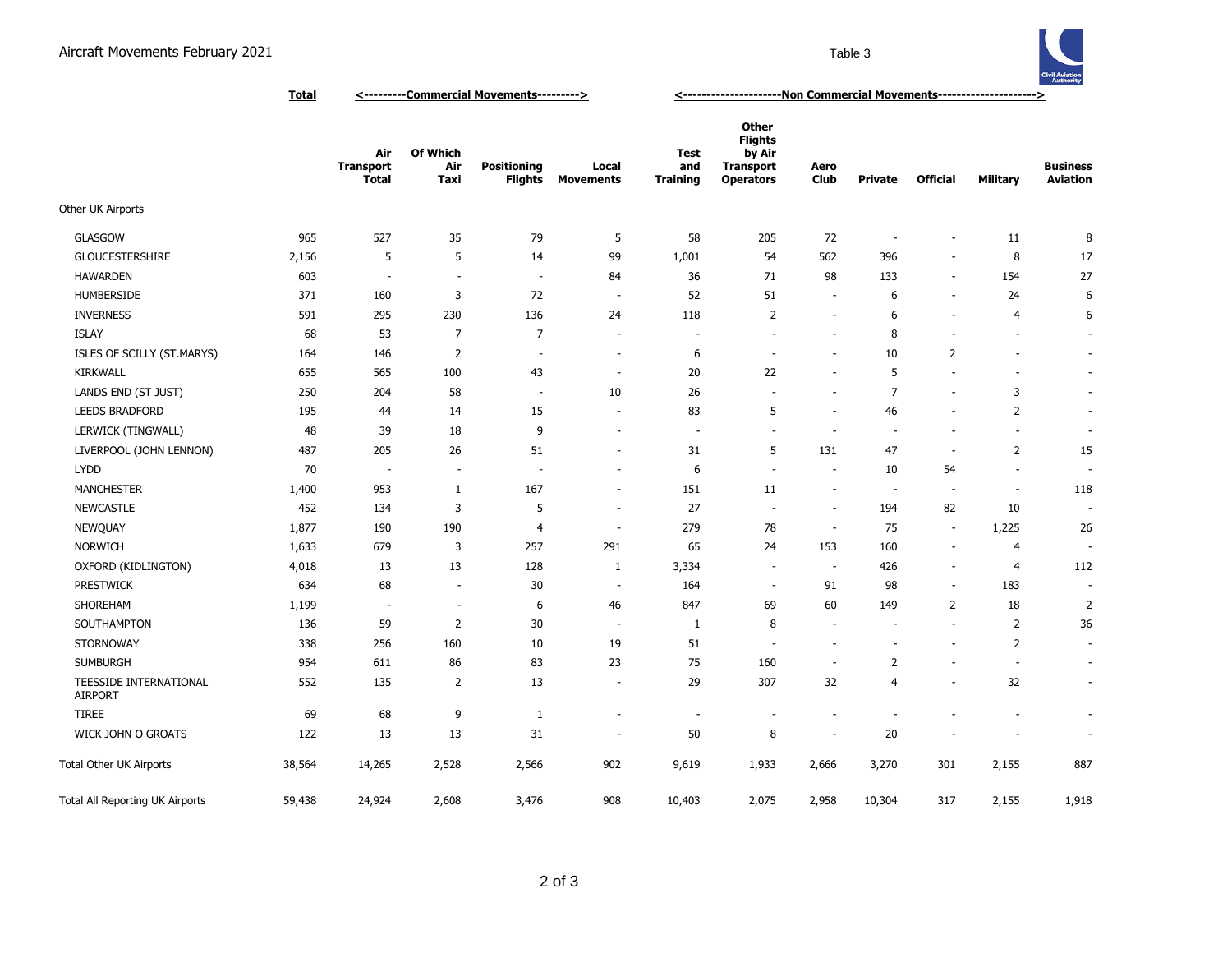# Aircraft Movements February 2021

Table 3

| | Total | <---------Commercial Movements---------> | | | | <---------------------Non Commercial Movements---------------------> | | | | | | |
|---|---|---|---|---|---|---|---|---|---|---|---|---|
| | | Air Transport Total | Of Which Air Taxi | Positioning Flights | Local Movements | Test and Training | Other Flights by Air Transport Operators | Aero Club | Private | Official | Military | Business Aviation |
| Other UK Airports | | | | | | | | | | | | |
| GLASGOW | 965 | 527 | 35 | 79 | 5 | 58 | 205 | 72 | - | - | 11 | 8 |
| GLOUCESTERSHIRE | 2,156 | 5 | 5 | 14 | 99 | 1,001 | 54 | 562 | 396 | - | 8 | 17 |
| HAWARDEN | 603 | - | - | - | 84 | 36 | 71 | 98 | 133 | - | 154 | 27 |
| HUMBERSIDE | 371 | 160 | 3 | 72 | - | 52 | 51 | - | 6 | - | 24 | 6 |
| INVERNESS | 591 | 295 | 230 | 136 | 24 | 118 | 2 | - | 6 | - | 4 | 6 |
| ISLAY | 68 | 53 | 7 | 7 | - | - | - | - | 8 | - | - | - |
| ISLES OF SCILLY (ST.MARYS) | 164 | 146 | 2 | - | - | 6 | - | - | 10 | 2 | - | - |
| KIRKWALL | 655 | 565 | 100 | 43 | - | 20 | 22 | - | 5 | - | - | - |
| LANDS END (ST JUST) | 250 | 204 | 58 | - | 10 | 26 | - | - | 7 | - | 3 | - |
| LEEDS BRADFORD | 195 | 44 | 14 | 15 | - | 83 | 5 | - | 46 | - | 2 | - |
| LERWICK (TINGWALL) | 48 | 39 | 18 | 9 | - | - | - | - | - | - | - | - |
| LIVERPOOL (JOHN LENNON) | 487 | 205 | 26 | 51 | - | 31 | 5 | 131 | 47 | - | 2 | 15 |
| LYDD | 70 | - | - | - | - | 6 | - | - | 10 | 54 | - | - |
| MANCHESTER | 1,400 | 953 | 1 | 167 | - | 151 | 11 | - | - | - | - | 118 |
| NEWCASTLE | 452 | 134 | 3 | 5 | - | 27 | - | - | 194 | 82 | 10 | - |
| NEWQUAY | 1,877 | 190 | 190 | 4 | - | 279 | 78 | - | 75 | - | 1,225 | 26 |
| NORWICH | 1,633 | 679 | 3 | 257 | 291 | 65 | 24 | 153 | 160 | - | 4 | - |
| OXFORD (KIDLINGTON) | 4,018 | 13 | 13 | 128 | 1 | 3,334 | - | - | 426 | - | 4 | 112 |
| PRESTWICK | 634 | 68 | - | 30 | - | 164 | - | 91 | 98 | - | 183 | - |
| SHOREHAM | 1,199 | - | - | 6 | 46 | 847 | 69 | 60 | 149 | 2 | 18 | 2 |
| SOUTHAMPTON | 136 | 59 | 2 | 30 | - | 1 | 8 | - | - | - | 2 | 36 |
| STORNOWAY | 338 | 256 | 160 | 10 | 19 | 51 | - | - | - | - | 2 | - |
| SUMBURGH | 954 | 611 | 86 | 83 | 23 | 75 | 160 | - | 2 | - | - | - |
| TEESSIDE INTERNATIONAL AIRPORT | 552 | 135 | 2 | 13 | - | 29 | 307 | 32 | 4 | - | 32 | - |
| TIREE | 69 | 68 | 9 | 1 | - | - | - | - | - | - | - | - |
| WICK JOHN O GROATS | 122 | 13 | 13 | 31 | - | 50 | 8 | - | 20 | - | - | - |
| Total Other UK Airports | 38,564 | 14,265 | 2,528 | 2,566 | 902 | 9,619 | 1,933 | 2,666 | 3,270 | 301 | 2,155 | 887 |
| Total All Reporting UK Airports | 59,438 | 24,924 | 2,608 | 3,476 | 908 | 10,403 | 2,075 | 2,958 | 10,304 | 317 | 2,155 | 1,918 |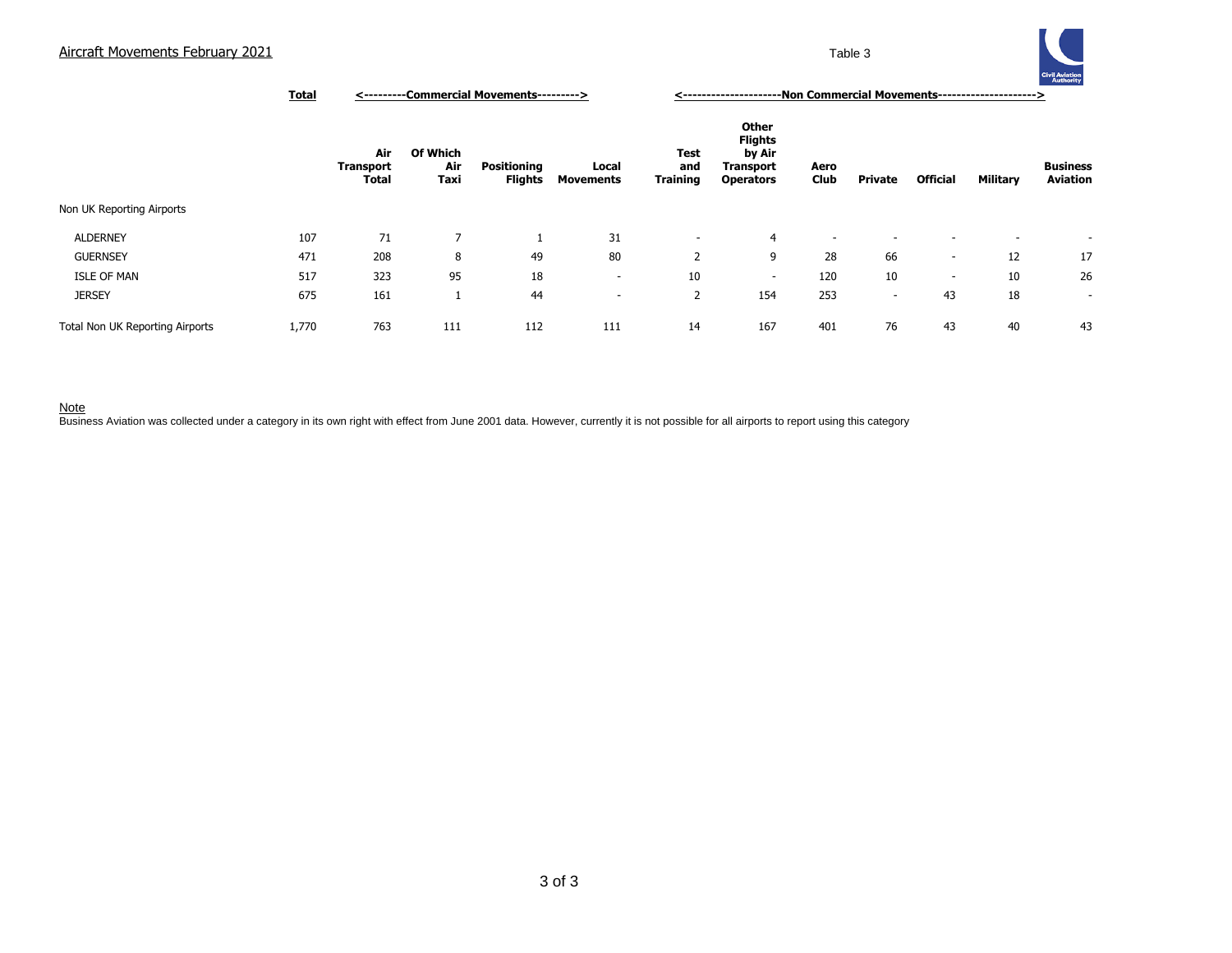## Aircraft Movements February 2021

Table 3

| | Total | <---------Commercial Movements---------> | | | | <---------------------Non Commercial Movements---------------------> | | | | | | |
|---|---|---|---|---|---|---|---|---|---|---|---|---|
| | | Air Transport Total | Of Which Air Taxi | Positioning Flights | Local Movements | Test and Training | Other Flights by Air Transport Operators | Aero Club | Private | Official | Military | Business Aviation |
| Non UK Reporting Airports | | | | | | | | | | | | |
| ALDERNEY | 107 | 71 | 7 | 1 | 31 | - | 4 | - | - | - | - | - |
| GUERNSEY | 471 | 208 | 8 | 49 | 80 | 2 | 9 | 28 | 66 | - | 12 | 17 |
| ISLE OF MAN | 517 | 323 | 95 | 18 | - | 10 | - | 120 | 10 | - | 10 | 26 |
| JERSEY | 675 | 161 | 1 | 44 | - | 2 | 154 | 253 | - | 43 | 18 | - |
| Total Non UK Reporting Airports | 1,770 | 763 | 111 | 112 | 111 | 14 | 167 | 401 | 76 | 43 | 40 | 43 |

Note

Business Aviation was collected under a category in its own right with effect from June 2001 data. However, currently it is not possible for all airports to report using this category